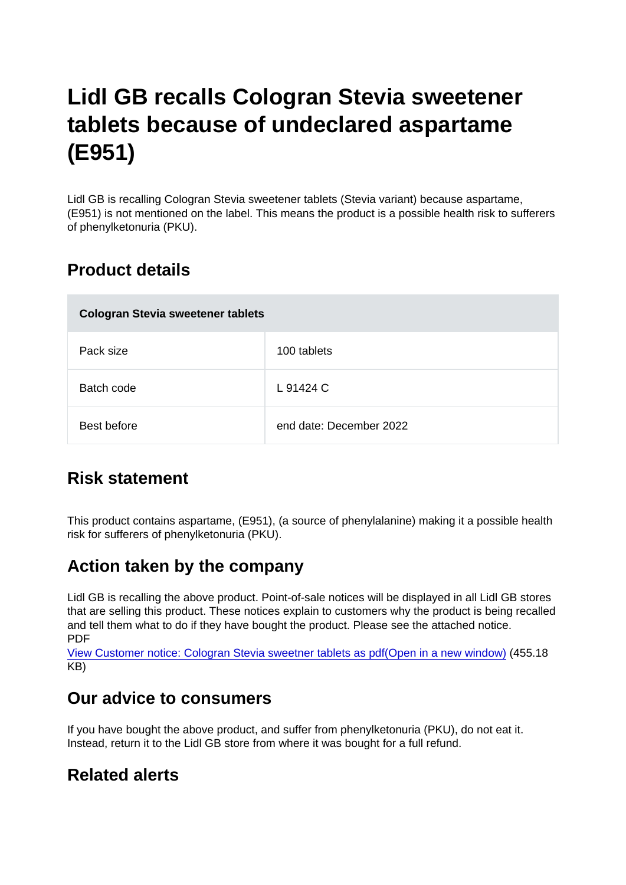# Lidl GB recalls Cologran Stevia sweetener tablets because of undeclared aspartame (E951)

Lidl GB is recalling Cologran Stevia sweetener tablets (Stevia variant) because aspartame, (E951) is not mentioned on the label. This means the product is a possible health risk to sufferers of phenylketonuria (PKU).

## Product details

| Cologran Stevia sweetener tablets | |
|---|---|
| Pack size | 100 tablets |
| Batch code | L 91424 C |
| Best before | end date: December 2022 |

## Risk statement

This product contains aspartame, (E951), (a source of phenylalanine) making it a possible health risk for sufferers of phenylketonuria (PKU).

## Action taken by the company

Lidl GB is recalling the above product. Point-of-sale notices will be displayed in all Lidl GB stores that are selling this product. These notices explain to customers why the product is being recalled and tell them what to do if they have bought the product. Please see the attached notice.
PDF
View Customer notice: Cologran Stevia sweetner tablets as pdf(Open in a new window) (455.18 KB)

## Our advice to consumers

If you have bought the above product, and suffer from phenylketonuria (PKU), do not eat it. Instead, return it to the Lidl GB store from where it was bought for a full refund.

## Related alerts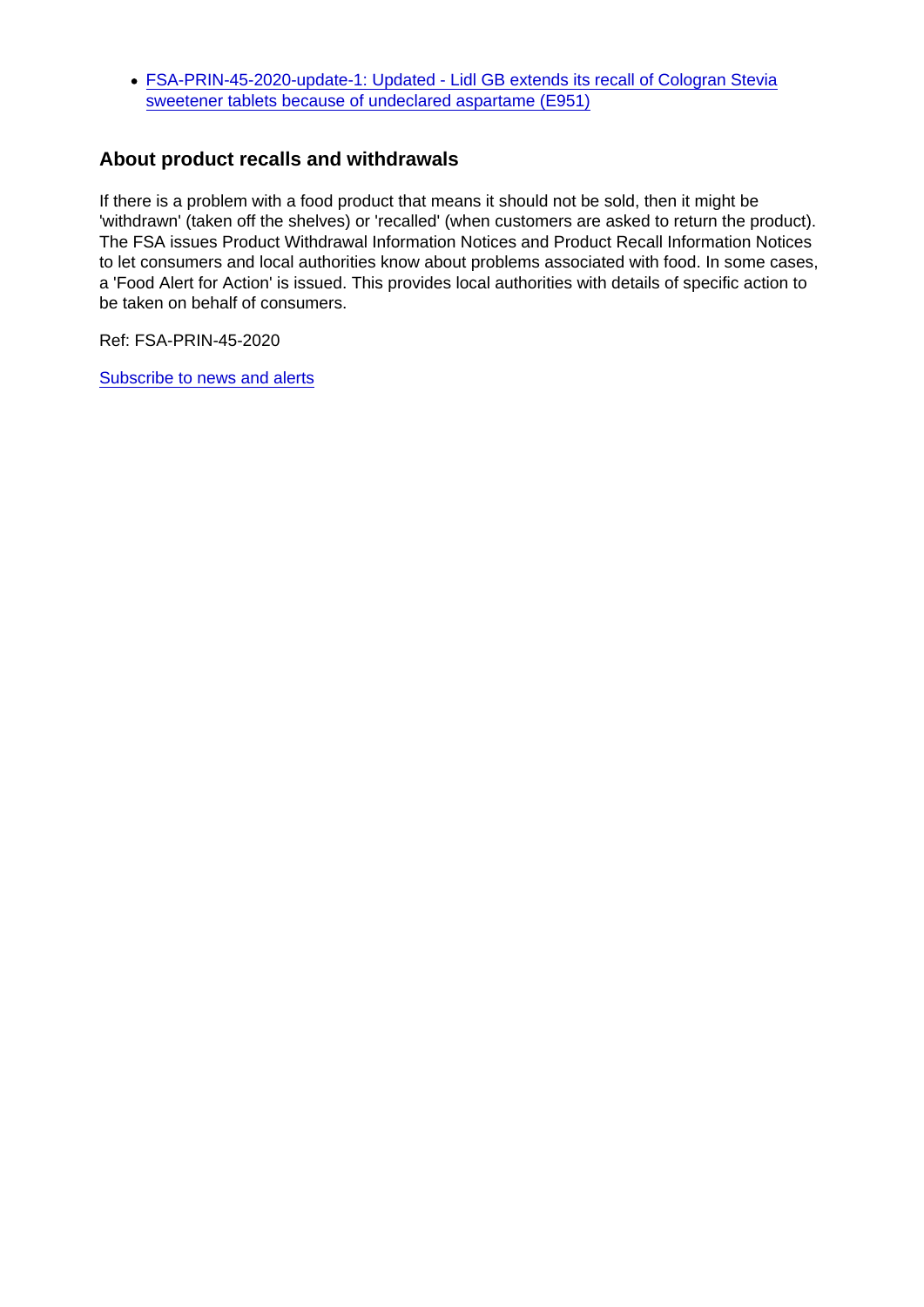- [FSA-PRIN-45-2020-update-1: Updated - Lidl GB extends its recall of Cologran Stevia sweetener tablets because of undeclared aspartame (E951)]()

## About product recalls and withdrawals

If there is a problem with a food product that means it should not be sold, then it might be 'withdrawn' (taken off the shelves) or 'recalled' (when customers are asked to return the product). The FSA issues Product Withdrawal Information Notices and Product Recall Information Notices to let consumers and local authorities know about problems associated with food. In some cases, a 'Food Alert for Action' is issued. This provides local authorities with details of specific action to be taken on behalf of consumers.

Ref: FSA-PRIN-45-2020

[Subscribe to news and alerts]()